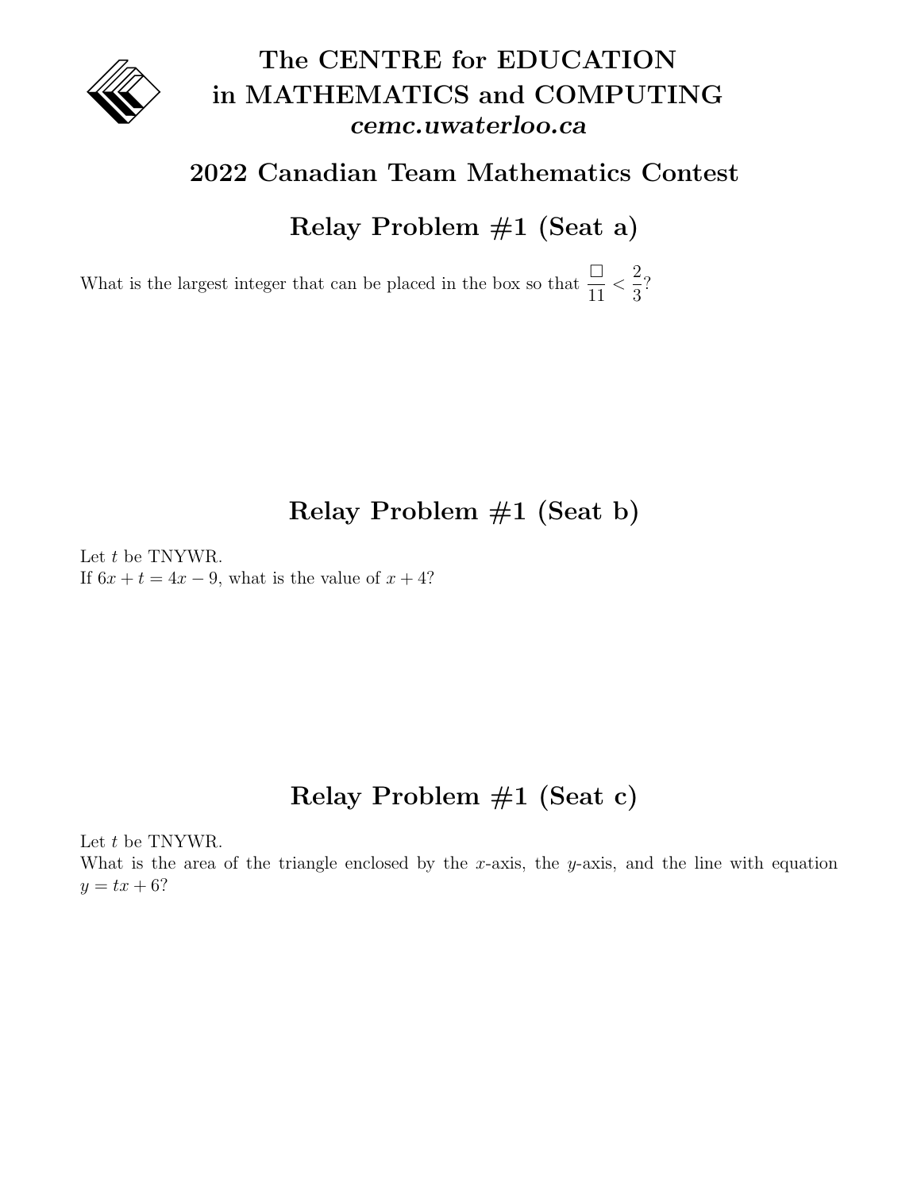# The CENTRE for EDUCATION in MATHEMATICS and COMPUTING

***cemc.uwaterloo.ca***

## 2022 Canadian Team Mathematics Contest

## Relay Problem #1 (Seat a)

What is the largest integer that can be placed in the box so that $\frac{\square}{11} < \frac{2}{3}$?

## Relay Problem #1 (Seat b)

Let $t$ be TNYWR.

If $6x + t = 4x - 9$, what is the value of $x + 4$?

## Relay Problem #1 (Seat c)

Let $t$ be TNYWR.

What is the area of the triangle enclosed by the $x$-axis, the $y$-axis, and the line with equation $y = tx + 6$?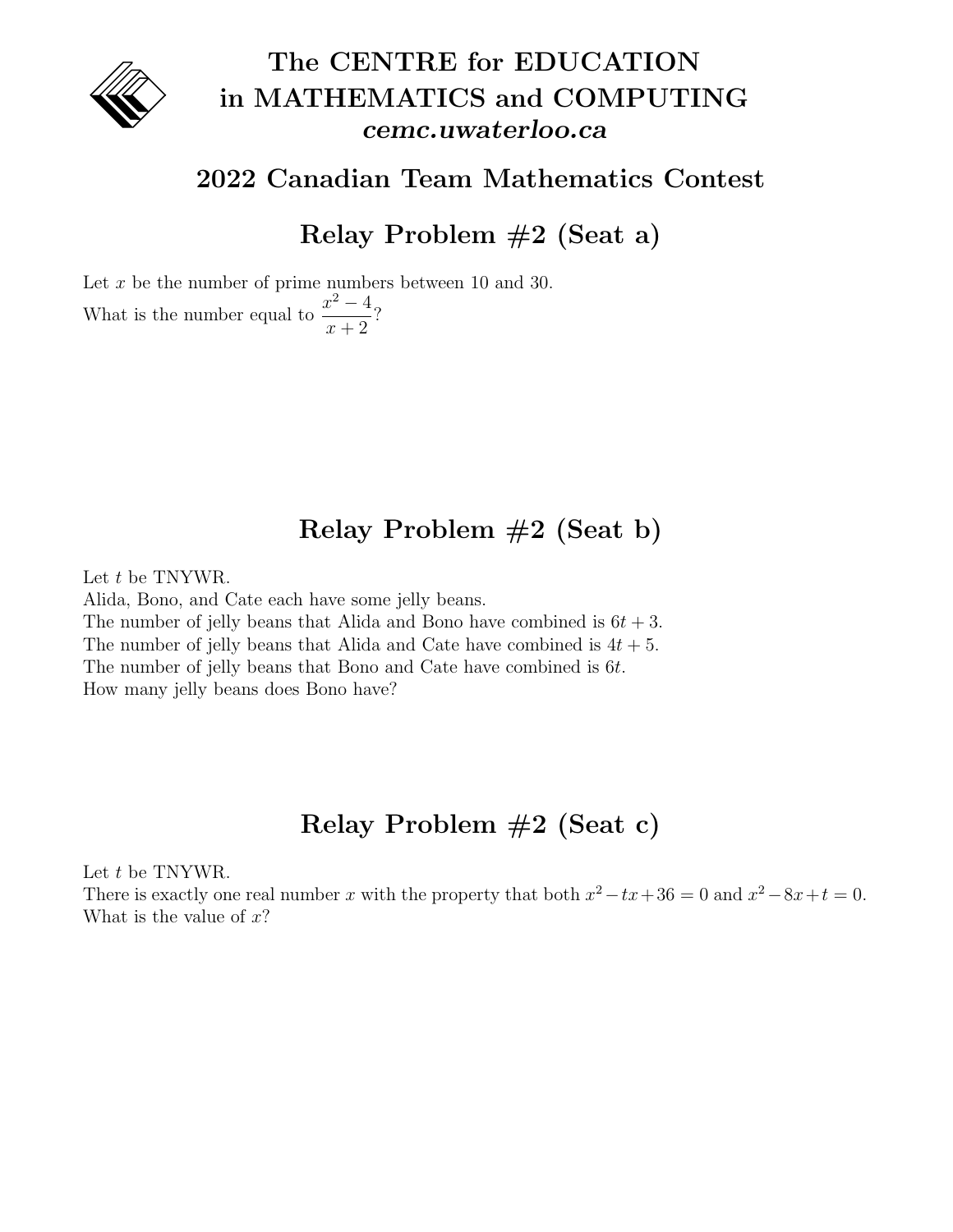# The CENTRE for EDUCATION in MATHEMATICS and COMPUTING
### *cemc.uwaterloo.ca*

## 2022 Canadian Team Mathematics Contest

## Relay Problem #2 (Seat a)

Let $x$ be the number of prime numbers between 10 and 30.

What is the number equal to $\dfrac{x^2 - 4}{x + 2}$?

## Relay Problem #2 (Seat b)

Let $t$ be TNYWR.

Alida, Bono, and Cate each have some jelly beans.

The number of jelly beans that Alida and Bono have combined is $6t + 3$.

The number of jelly beans that Alida and Cate have combined is $4t + 5$.

The number of jelly beans that Bono and Cate have combined is $6t$.

How many jelly beans does Bono have?

## Relay Problem #2 (Seat c)

Let $t$ be TNYWR.

There is exactly one real number $x$ with the property that both $x^2 - tx + 36 = 0$ and $x^2 - 8x + t = 0$.

What is the value of $x$?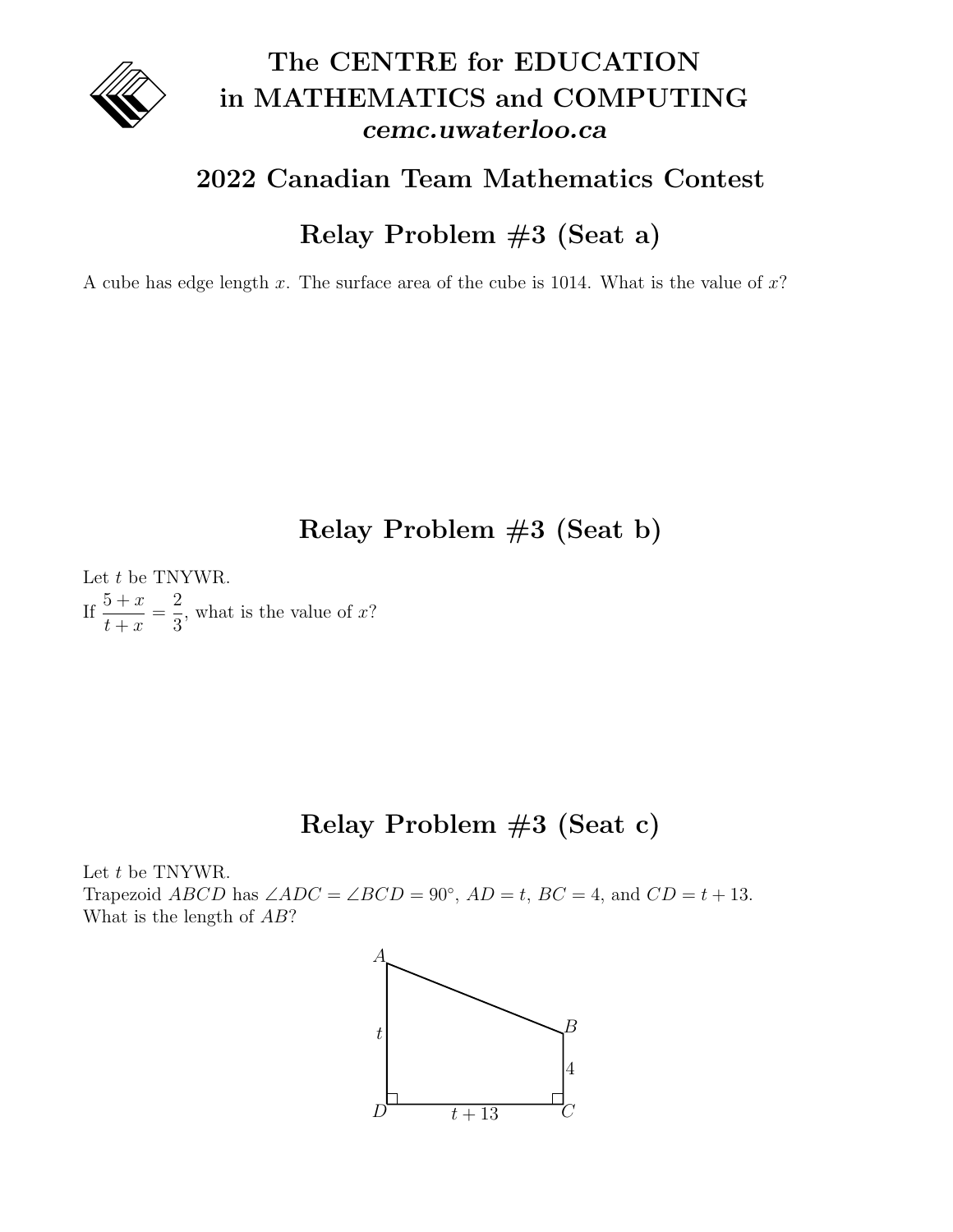# The CENTRE for EDUCATION in MATHEMATICS and COMPUTING

***cemc.uwaterloo.ca***

## 2022 Canadian Team Mathematics Contest

## Relay Problem #3 (Seat a)

A cube has edge length $x$. The surface area of the cube is 1014. What is the value of $x$?

## Relay Problem #3 (Seat b)

Let $t$ be TNYWR.

If $\dfrac{5+x}{t+x} = \dfrac{2}{3}$, what is the value of $x$?

## Relay Problem #3 (Seat c)

Let $t$ be TNYWR.

Trapezoid $ABCD$ has $\angle ADC = \angle BCD = 90^\circ$, $AD = t$, $BC = 4$, and $CD = t + 13$. What is the length of $AB$?

A
B
t
4
D
$t + 13$
C